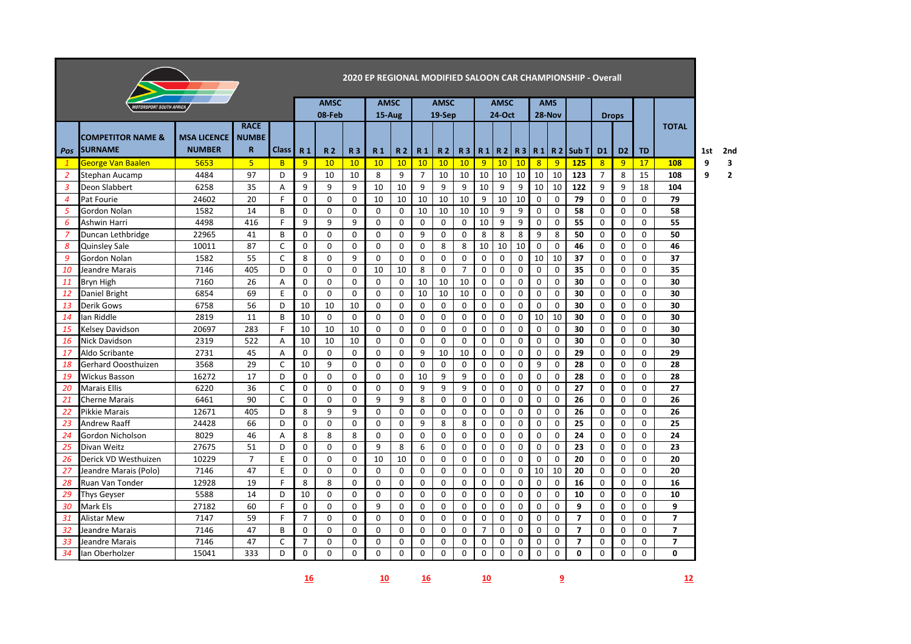# 2020 EP REGIONAL MODIFIED SALOON CAR CHAMPIONSHIP - Overall

| | | | | | AMSC 08-Feb | | | AMSC 15-Aug | | AMSC 19-Sep | | | AMSC 24-Oct | | | AMS 28-Nov | | | Drops | | | TOTAL | | |
|---|---|---|---|---|---|---|---|---|---|---|---|---|---|---|---|---|---|---|---|---|---|---|---|---|
| Pos | COMPETITOR NAME & SURNAME | MSA LICENCE NUMBER | RACE NUMBER | Class | R 1 | R 2 | R 3 | R 1 | R 2 | R 1 | R 2 | R 3 | R 1 | R 2 | R 3 | R 1 | R 2 | Sub T | D1 | D2 | TD | | 1st | 2nd |
| 1 | George Van Baalen | 5653 | 5 | B | 9 | 10 | 10 | 10 | 10 | 10 | 10 | 10 | 9 | 10 | 10 | 8 | 9 | 125 | 8 | 9 | 17 | 108 | 9 | 3 |
| 2 | Stephan Aucamp | 4484 | 97 | D | 9 | 10 | 10 | 8 | 9 | 7 | 10 | 10 | 10 | 10 | 10 | 10 | 10 | 123 | 7 | 8 | 15 | 108 | 9 | 2 |
| 3 | Deon Slabbert | 6258 | 35 | A | 9 | 9 | 9 | 10 | 10 | 9 | 9 | 9 | 10 | 9 | 9 | 10 | 10 | 122 | 9 | 9 | 18 | 104 | | |
| 4 | Pat Fourie | 24602 | 20 | F | 0 | 0 | 0 | 10 | 10 | 10 | 10 | 10 | 9 | 10 | 10 | 0 | 0 | 79 | 0 | 0 | 0 | 79 | | |
| 5 | Gordon Nolan | 1582 | 14 | B | 0 | 0 | 0 | 0 | 0 | 10 | 10 | 10 | 10 | 9 | 9 | 0 | 0 | 58 | 0 | 0 | 0 | 58 | | |
| 6 | Ashwin Harri | 4498 | 416 | F | 9 | 9 | 9 | 0 | 0 | 0 | 0 | 0 | 10 | 9 | 9 | 0 | 0 | 55 | 0 | 0 | 0 | 55 | | |
| 7 | Duncan Lethbridge | 22965 | 41 | B | 0 | 0 | 0 | 0 | 0 | 9 | 0 | 0 | 8 | 8 | 8 | 9 | 8 | 50 | 0 | 0 | 0 | 50 | | |
| 8 | Quinsley Sale | 10011 | 87 | C | 0 | 0 | 0 | 0 | 0 | 0 | 8 | 8 | 10 | 10 | 10 | 0 | 0 | 46 | 0 | 0 | 0 | 46 | | |
| 9 | Gordon Nolan | 1582 | 55 | C | 8 | 0 | 9 | 0 | 0 | 0 | 0 | 0 | 0 | 0 | 0 | 10 | 10 | 37 | 0 | 0 | 0 | 37 | | |
| 10 | Jeandre Marais | 7146 | 405 | D | 0 | 0 | 0 | 10 | 10 | 8 | 0 | 7 | 0 | 0 | 0 | 0 | 0 | 35 | 0 | 0 | 0 | 35 | | |
| 11 | Bryn High | 7160 | 26 | A | 0 | 0 | 0 | 0 | 0 | 10 | 10 | 10 | 0 | 0 | 0 | 0 | 0 | 30 | 0 | 0 | 0 | 30 | | |
| 12 | Daniel Bright | 6854 | 69 | E | 0 | 0 | 0 | 0 | 0 | 10 | 10 | 10 | 0 | 0 | 0 | 0 | 0 | 30 | 0 | 0 | 0 | 30 | | |
| 13 | Derik Gows | 6758 | 56 | D | 10 | 10 | 10 | 0 | 0 | 0 | 0 | 0 | 0 | 0 | 0 | 0 | 0 | 30 | 0 | 0 | 0 | 30 | | |
| 14 | Ian Riddle | 2819 | 11 | B | 10 | 0 | 0 | 0 | 0 | 0 | 0 | 0 | 0 | 0 | 0 | 10 | 10 | 30 | 0 | 0 | 0 | 30 | | |
| 15 | Kelsey Davidson | 20697 | 283 | F | 10 | 10 | 10 | 0 | 0 | 0 | 0 | 0 | 0 | 0 | 0 | 0 | 0 | 30 | 0 | 0 | 0 | 30 | | |
| 16 | Nick Davidson | 2319 | 522 | A | 10 | 10 | 10 | 0 | 0 | 0 | 0 | 0 | 0 | 0 | 0 | 0 | 0 | 30 | 0 | 0 | 0 | 30 | | |
| 17 | Aldo Scribante | 2731 | 45 | A | 0 | 0 | 0 | 0 | 0 | 9 | 10 | 10 | 0 | 0 | 0 | 0 | 0 | 29 | 0 | 0 | 0 | 29 | | |
| 18 | Gerhard Ooosthuizen | 3568 | 29 | C | 10 | 9 | 0 | 0 | 0 | 0 | 0 | 0 | 0 | 0 | 0 | 9 | 0 | 28 | 0 | 0 | 0 | 28 | | |
| 19 | Wickus Basson | 16272 | 17 | D | 0 | 0 | 0 | 0 | 0 | 10 | 9 | 9 | 0 | 0 | 0 | 0 | 0 | 28 | 0 | 0 | 0 | 28 | | |
| 20 | Marais Ellis | 6220 | 36 | C | 0 | 0 | 0 | 0 | 0 | 9 | 9 | 9 | 0 | 0 | 0 | 0 | 0 | 27 | 0 | 0 | 0 | 27 | | |
| 21 | Cherne Marais | 6461 | 90 | C | 0 | 0 | 0 | 9 | 9 | 8 | 0 | 0 | 0 | 0 | 0 | 0 | 0 | 26 | 0 | 0 | 0 | 26 | | |
| 22 | Pikkie Marais | 12671 | 405 | D | 8 | 9 | 9 | 0 | 0 | 0 | 0 | 0 | 0 | 0 | 0 | 0 | 0 | 26 | 0 | 0 | 0 | 26 | | |
| 23 | Andrew Raaff | 24428 | 66 | D | 0 | 0 | 0 | 0 | 0 | 9 | 8 | 8 | 0 | 0 | 0 | 0 | 0 | 25 | 0 | 0 | 0 | 25 | | |
| 24 | Gordon Nicholson | 8029 | 46 | A | 8 | 8 | 8 | 0 | 0 | 0 | 0 | 0 | 0 | 0 | 0 | 0 | 0 | 24 | 0 | 0 | 0 | 24 | | |
| 25 | Divan Weitz | 27675 | 51 | D | 0 | 0 | 0 | 9 | 8 | 6 | 0 | 0 | 0 | 0 | 0 | 0 | 0 | 23 | 0 | 0 | 0 | 23 | | |
| 26 | Derick VD Westhuizen | 10229 | 7 | E | 0 | 0 | 0 | 10 | 10 | 0 | 0 | 0 | 0 | 0 | 0 | 0 | 0 | 20 | 0 | 0 | 0 | 20 | | |
| 27 | Jeandre Marais (Polo) | 7146 | 47 | E | 0 | 0 | 0 | 0 | 0 | 0 | 0 | 0 | 0 | 0 | 0 | 10 | 10 | 20 | 0 | 0 | 0 | 20 | | |
| 28 | Ruan Van Tonder | 12928 | 19 | F | 8 | 8 | 0 | 0 | 0 | 0 | 0 | 0 | 0 | 0 | 0 | 0 | 0 | 16 | 0 | 0 | 0 | 16 | | |
| 29 | Thys Geyser | 5588 | 14 | D | 10 | 0 | 0 | 0 | 0 | 0 | 0 | 0 | 0 | 0 | 0 | 0 | 0 | 10 | 0 | 0 | 0 | 10 | | |
| 30 | Mark Els | 27182 | 60 | F | 0 | 0 | 0 | 9 | 0 | 0 | 0 | 0 | 0 | 0 | 0 | 0 | 0 | 9 | 0 | 0 | 0 | 9 | | |
| 31 | Alistar Mew | 7147 | 59 | F | 7 | 0 | 0 | 0 | 0 | 0 | 0 | 0 | 0 | 0 | 0 | 0 | 0 | 7 | 0 | 0 | 0 | 7 | | |
| 32 | Jeandre Marais | 7146 | 47 | B | 0 | 0 | 0 | 0 | 0 | 0 | 0 | 0 | 7 | 0 | 0 | 0 | 0 | 7 | 0 | 0 | 0 | 7 | | |
| 33 | Jeandre Marais | 7146 | 47 | C | 7 | 0 | 0 | 0 | 0 | 0 | 0 | 0 | 0 | 0 | 0 | 0 | 0 | 7 | 0 | 0 | 0 | 7 | | |
| 34 | Ian Oberholzer | 15041 | 333 | D | 0 | 0 | 0 | 0 | 0 | 0 | 0 | 0 | 0 | 0 | 0 | 0 | 0 | 0 | 0 | 0 | 0 | 0 | | |
| | | | | | 16 | | | 10 | | 16 | | | 10 | | | 9 | | | | | | 12 | | |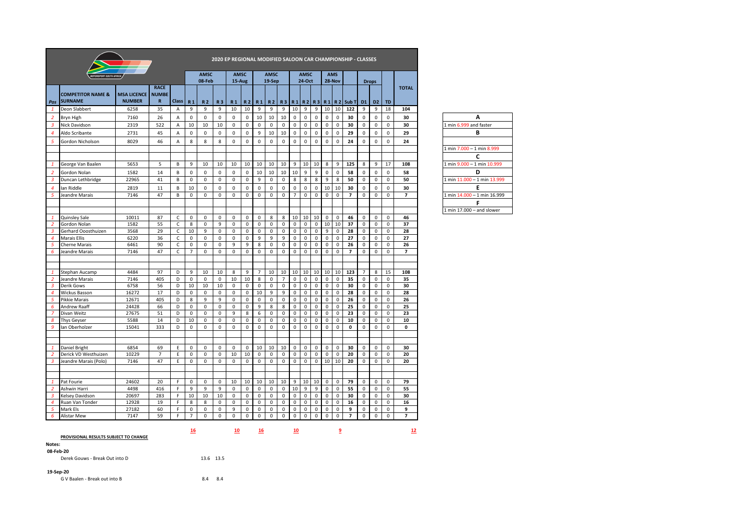# 2020 EP REGIONAL MODIFIED SALOON CAR CHAMPIONSHIP - CLASSES

| Pos | COMPETITOR & SURNAME | MSA LICENCE NUMBER | RACE NUMBER | Class | AMSC 08-Feb R 1 | R 2 | R 3 | AMSC 15-Aug R 1 | R 2 | AMSC 19-Sep R 1 | R 2 | R 3 | AMSC 24-Oct R 1 | R 2 | R 3 | AMS 28-Nov R 1 | R 2 | Sub T | Drops D1 | D2 | TD | TOTAL |
|---|---|---|---|---|---|---|---|---|---|---|---|---|---|---|---|---|---|---|---|---|---|---|
| 1 | Deon Slabbert | 6258 | 35 | A | 9 | 9 | 9 | 10 | 10 | 9 | 9 | 9 | 10 | 9 | 9 | 10 | 10 | 122 | 9 | 9 | 18 | 104 |
| 2 | Bryn High | 7160 | 26 | A | 0 | 0 | 0 | 0 | 0 | 10 | 10 | 10 | 0 | 0 | 0 | 0 | 0 | 30 | 0 | 0 | 0 | 30 |
| 3 | Nick Davidson | 2319 | 522 | A | 10 | 10 | 10 | 0 | 0 | 0 | 0 | 0 | 0 | 0 | 0 | 0 | 0 | 30 | 0 | 0 | 0 | 30 |
| 4 | Aldo Scribante | 2731 | 45 | A | 0 | 0 | 0 | 0 | 0 | 9 | 10 | 10 | 0 | 0 | 0 | 0 | 0 | 29 | 0 | 0 | 0 | 29 |
| 5 | Gordon Nicholson | 8029 | 46 | A | 8 | 8 | 8 | 0 | 0 | 0 | 0 | 0 | 0 | 0 | 0 | 0 | 0 | 24 | 0 | 0 | 0 | 24 |
| | | | | | | | | | | | | | | | | | | | | | | |
| 1 | George Van Baalen | 5653 | 5 | B | 9 | 10 | 10 | 10 | 10 | 10 | 10 | 10 | 9 | 10 | 10 | 8 | 9 | 125 | 8 | 9 | 17 | 108 |
| 2 | Gordon Nolan | 1582 | 14 | B | 0 | 0 | 0 | 0 | 0 | 10 | 10 | 10 | 10 | 9 | 9 | 0 | 0 | 58 | 0 | 0 | 0 | 58 |
| 3 | Duncan Lethbridge | 22965 | 41 | B | 0 | 0 | 0 | 0 | 0 | 9 | 0 | 0 | 8 | 8 | 8 | 9 | 8 | 50 | 0 | 0 | 0 | 50 |
| 4 | Ian Riddle | 2819 | 11 | B | 10 | 0 | 0 | 0 | 0 | 0 | 0 | 0 | 0 | 0 | 0 | 10 | 10 | 30 | 0 | 0 | 0 | 30 |
| 5 | Jeandre Marais | 7146 | 47 | B | 0 | 0 | 0 | 0 | 0 | 0 | 0 | 0 | 7 | 0 | 0 | 0 | 0 | 7 | 0 | 0 | 0 | 7 |
| | | | | | | | | | | | | | | | | | | | | | | |
| 1 | Quinsley Sale | 10011 | 87 | C | 0 | 0 | 0 | 0 | 0 | 0 | 8 | 8 | 10 | 10 | 10 | 0 | 0 | 46 | 0 | 0 | 0 | 46 |
| 2 | Gordon Nolan | 1582 | 55 | C | 8 | 0 | 9 | 0 | 0 | 0 | 0 | 0 | 0 | 0 | 0 | 10 | 10 | 37 | 0 | 0 | 0 | 37 |
| 3 | Gerhard Ooosthuizen | 3568 | 29 | C | 10 | 9 | 0 | 0 | 0 | 0 | 0 | 0 | 0 | 0 | 0 | 9 | 0 | 28 | 0 | 0 | 0 | 28 |
| 4 | Marais Ellis | 6220 | 36 | C | 0 | 0 | 0 | 0 | 0 | 9 | 9 | 9 | 0 | 0 | 0 | 0 | 0 | 27 | 0 | 0 | 0 | 27 |
| 5 | Cherne Marais | 6461 | 90 | C | 0 | 0 | 0 | 9 | 9 | 8 | 0 | 0 | 0 | 0 | 0 | 0 | 0 | 26 | 0 | 0 | 0 | 26 |
| 6 | Jeandre Marais | 7146 | 47 | C | 7 | 0 | 0 | 0 | 0 | 0 | 0 | 0 | 0 | 0 | 0 | 0 | 0 | 7 | 0 | 0 | 0 | 7 |
| | | | | | | | | | | | | | | | | | | | | | | |
| 1 | Stephan Aucamp | 4484 | 97 | D | 9 | 10 | 10 | 8 | 9 | 7 | 10 | 10 | 10 | 10 | 10 | 10 | 10 | 123 | 7 | 8 | 15 | 108 |
| 2 | Jeandre Marais | 7146 | 405 | D | 0 | 0 | 0 | 10 | 10 | 8 | 0 | 7 | 0 | 0 | 0 | 0 | 0 | 35 | 0 | 0 | 0 | 35 |
| 3 | Derik Gows | 6758 | 56 | D | 10 | 10 | 10 | 0 | 0 | 0 | 0 | 0 | 0 | 0 | 0 | 0 | 0 | 30 | 0 | 0 | 0 | 30 |
| 4 | Wickus Basson | 16272 | 17 | D | 0 | 0 | 0 | 0 | 0 | 10 | 9 | 9 | 0 | 0 | 0 | 0 | 0 | 28 | 0 | 0 | 0 | 28 |
| 5 | Pikkie Marais | 12671 | 405 | D | 8 | 9 | 9 | 0 | 0 | 0 | 0 | 0 | 0 | 0 | 0 | 0 | 0 | 26 | 0 | 0 | 0 | 26 |
| 6 | Andrew Raaff | 24428 | 66 | D | 0 | 0 | 0 | 0 | 0 | 9 | 8 | 8 | 0 | 0 | 0 | 0 | 0 | 25 | 0 | 0 | 0 | 25 |
| 7 | Divan Weitz | 27675 | 51 | D | 0 | 0 | 0 | 9 | 8 | 6 | 0 | 0 | 0 | 0 | 0 | 0 | 0 | 23 | 0 | 0 | 0 | 23 |
| 8 | Thys Geyser | 5588 | 14 | D | 10 | 0 | 0 | 0 | 0 | 0 | 0 | 0 | 0 | 0 | 0 | 0 | 0 | 10 | 0 | 0 | 0 | 10 |
| 9 | Ian Oberholzer | 15041 | 333 | D | 0 | 0 | 0 | 0 | 0 | 0 | 0 | 0 | 0 | 0 | 0 | 0 | 0 | 0 | 0 | 0 | 0 | 0 |
| | | | | | | | | | | | | | | | | | | | | | | |
| 1 | Daniel Bright | 6854 | 69 | E | 0 | 0 | 0 | 0 | 0 | 10 | 10 | 10 | 0 | 0 | 0 | 0 | 0 | 30 | 0 | 0 | 0 | 30 |
| 2 | Derick VD Westhuizen | 10229 | 7 | E | 0 | 0 | 0 | 10 | 10 | 0 | 0 | 0 | 0 | 0 | 0 | 0 | 0 | 20 | 0 | 0 | 0 | 20 |
| 3 | Jeandre Marais (Polo) | 7146 | 47 | E | 0 | 0 | 0 | 0 | 0 | 0 | 0 | 0 | 0 | 0 | 0 | 10 | 10 | 20 | 0 | 0 | 0 | 20 |
| | | | | | | | | | | | | | | | | | | | | | | |
| 1 | Pat Fourie | 24602 | 20 | F | 0 | 0 | 0 | 10 | 10 | 10 | 10 | 10 | 9 | 10 | 10 | 0 | 0 | 79 | 0 | 0 | 0 | 79 |
| 2 | Ashwin Harri | 4498 | 416 | F | 9 | 9 | 9 | 0 | 0 | 0 | 0 | 0 | 10 | 9 | 9 | 0 | 0 | 55 | 0 | 0 | 0 | 55 |
| 3 | Kelsey Davidson | 20697 | 283 | F | 10 | 10 | 10 | 0 | 0 | 0 | 0 | 0 | 0 | 0 | 0 | 0 | 0 | 30 | 0 | 0 | 0 | 30 |
| 4 | Ruan Van Tonder | 12928 | 19 | F | 8 | 8 | 0 | 0 | 0 | 0 | 0 | 0 | 0 | 0 | 0 | 0 | 0 | 16 | 0 | 0 | 0 | 16 |
| 5 | Mark Els | 27182 | 60 | F | 0 | 0 | 0 | 9 | 0 | 0 | 0 | 0 | 0 | 0 | 0 | 0 | 0 | 9 | 0 | 0 | 0 | 9 |
| 6 | Alistar Mew | 7147 | 59 | F | 7 | 0 | 0 | 0 | 0 | 0 | 0 | 0 | 0 | 0 | 0 | 0 | 0 | 7 | 0 | 0 | 0 | 7 |
| | | | | | 16 | | | 10 | | 16 | | | 10 | | | 9 | | | | | | 12 |

| Class |
|---|
| **A** |
| 1 min 6.999 and faster |
| **B** |
| 1 min 7.000 – 1 min 8.999 |
| **C** |
| 1 min 9.000 – 1 min 10.999 |
| **D** |
| 1 min 11.000 – 1 min 13.999 |
| **E** |
| 1 min 14.000 – 1 min 16.999 |
| **F** |
| 1 min 17.000 – and slower |

**PROVISIONAL RESULTS SUBJECT TO CHANGE**

**Notes:**

**08-Feb-20**

Derek Gouws - Break Out into D 13.6 13.5

**19-Sep-20**

G V Baalen - Break out into B 8.4 8.4